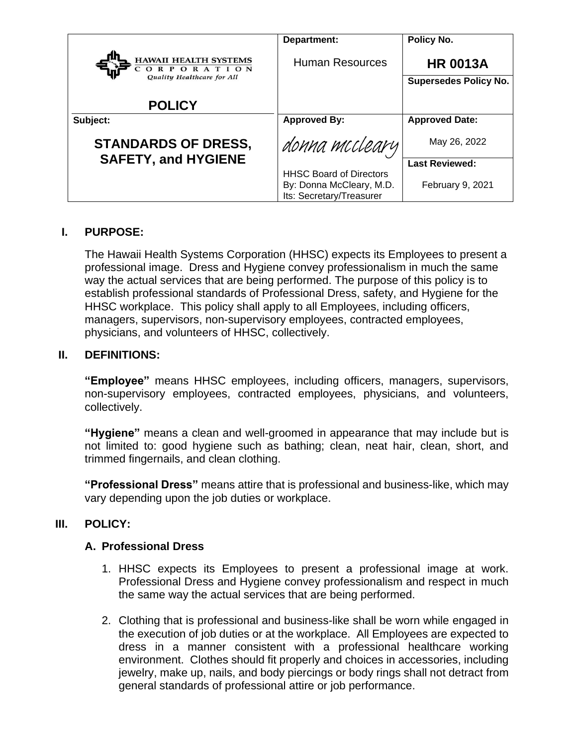| HAWAII HEALTH SYSTEMS CORPORATION *Quality Healthcare for All* **POLICY** | **Department:** Human Resources | **Policy No.** **HR 0013A** |
|---|---|---|
| | | **Supersedes Policy No.** |
| **Subject:** **STANDARDS OF DRESS, SAFETY, and HYGIENE** | **Approved By:** *donna mccleary* HHSC Board of Directors By: Donna McCleary, M.D. Its: Secretary/Treasurer | **Approved Date:** May 26, 2022 |
| | | **Last Reviewed:** February 9, 2021 |

## I. PURPOSE:

The Hawaii Health Systems Corporation (HHSC) expects its Employees to present a professional image. Dress and Hygiene convey professionalism in much the same way the actual services that are being performed. The purpose of this policy is to establish professional standards of Professional Dress, safety, and Hygiene for the HHSC workplace. This policy shall apply to all Employees, including officers, managers, supervisors, non-supervisory employees, contracted employees, physicians, and volunteers of HHSC, collectively.

## II. DEFINITIONS:

**"Employee"** means HHSC employees, including officers, managers, supervisors, non-supervisory employees, contracted employees, physicians, and volunteers, collectively.

**"Hygiene"** means a clean and well-groomed in appearance that may include but is not limited to: good hygiene such as bathing; clean, neat hair, clean, short, and trimmed fingernails, and clean clothing.

**"Professional Dress"** means attire that is professional and business-like, which may vary depending upon the job duties or workplace.

## III. POLICY:

### A. Professional Dress

1. HHSC expects its Employees to present a professional image at work. Professional Dress and Hygiene convey professionalism and respect in much the same way the actual services that are being performed.

2. Clothing that is professional and business-like shall be worn while engaged in the execution of job duties or at the workplace. All Employees are expected to dress in a manner consistent with a professional healthcare working environment. Clothes should fit properly and choices in accessories, including jewelry, make up, nails, and body piercings or body rings shall not detract from general standards of professional attire or job performance.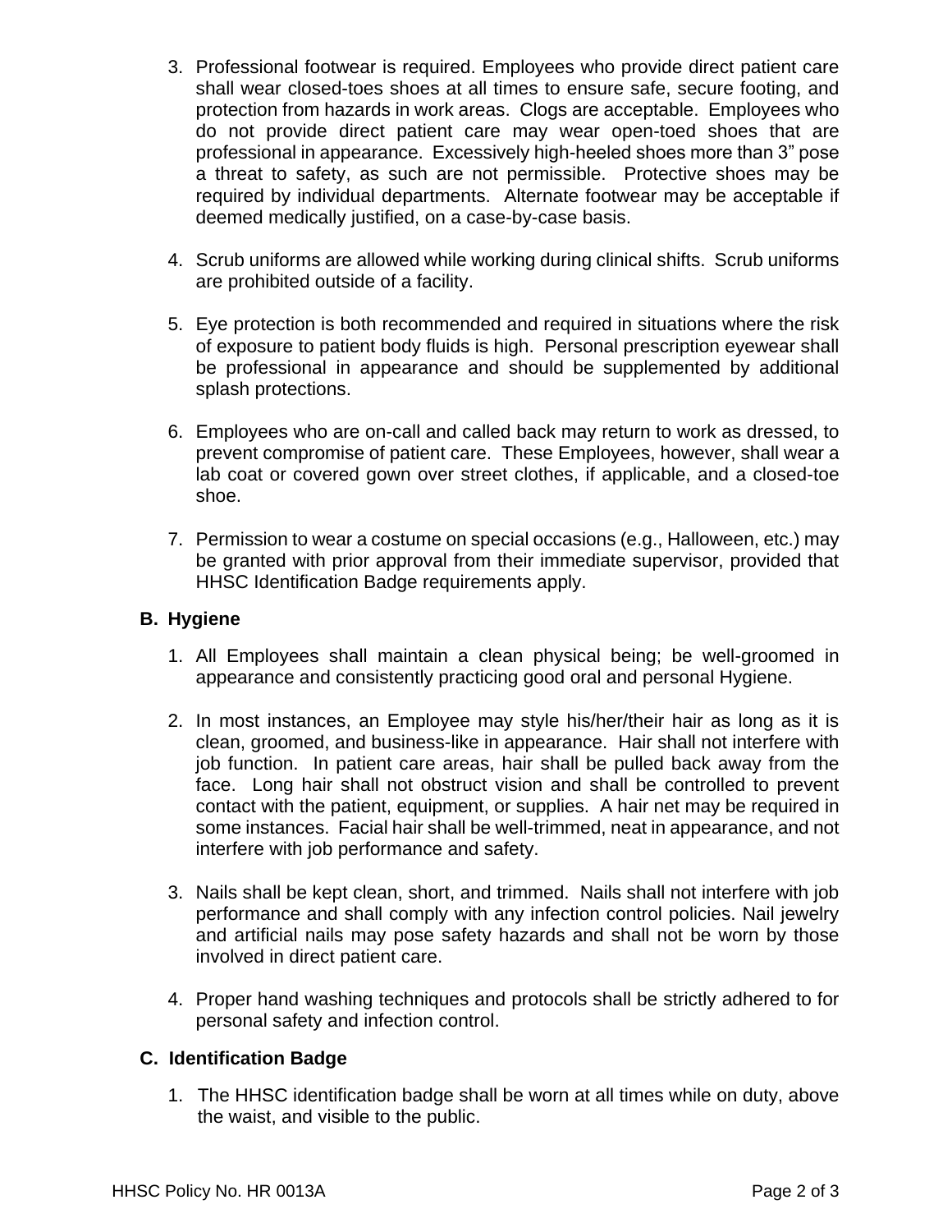3. Professional footwear is required. Employees who provide direct patient care shall wear closed-toes shoes at all times to ensure safe, secure footing, and protection from hazards in work areas. Clogs are acceptable. Employees who do not provide direct patient care may wear open-toed shoes that are professional in appearance. Excessively high-heeled shoes more than 3" pose a threat to safety, as such are not permissible. Protective shoes may be required by individual departments. Alternate footwear may be acceptable if deemed medically justified, on a case-by-case basis.

4. Scrub uniforms are allowed while working during clinical shifts. Scrub uniforms are prohibited outside of a facility.

5. Eye protection is both recommended and required in situations where the risk of exposure to patient body fluids is high. Personal prescription eyewear shall be professional in appearance and should be supplemented by additional splash protections.

6. Employees who are on-call and called back may return to work as dressed, to prevent compromise of patient care. These Employees, however, shall wear a lab coat or covered gown over street clothes, if applicable, and a closed-toe shoe.

7. Permission to wear a costume on special occasions (e.g., Halloween, etc.) may be granted with prior approval from their immediate supervisor, provided that HHSC Identification Badge requirements apply.

## B. Hygiene

1. All Employees shall maintain a clean physical being; be well-groomed in appearance and consistently practicing good oral and personal Hygiene.

2. In most instances, an Employee may style his/her/their hair as long as it is clean, groomed, and business-like in appearance. Hair shall not interfere with job function. In patient care areas, hair shall be pulled back away from the face. Long hair shall not obstruct vision and shall be controlled to prevent contact with the patient, equipment, or supplies. A hair net may be required in some instances. Facial hair shall be well-trimmed, neat in appearance, and not interfere with job performance and safety.

3. Nails shall be kept clean, short, and trimmed. Nails shall not interfere with job performance and shall comply with any infection control policies. Nail jewelry and artificial nails may pose safety hazards and shall not be worn by those involved in direct patient care.

4. Proper hand washing techniques and protocols shall be strictly adhered to for personal safety and infection control.

## C. Identification Badge

1. The HHSC identification badge shall be worn at all times while on duty, above the waist, and visible to the public.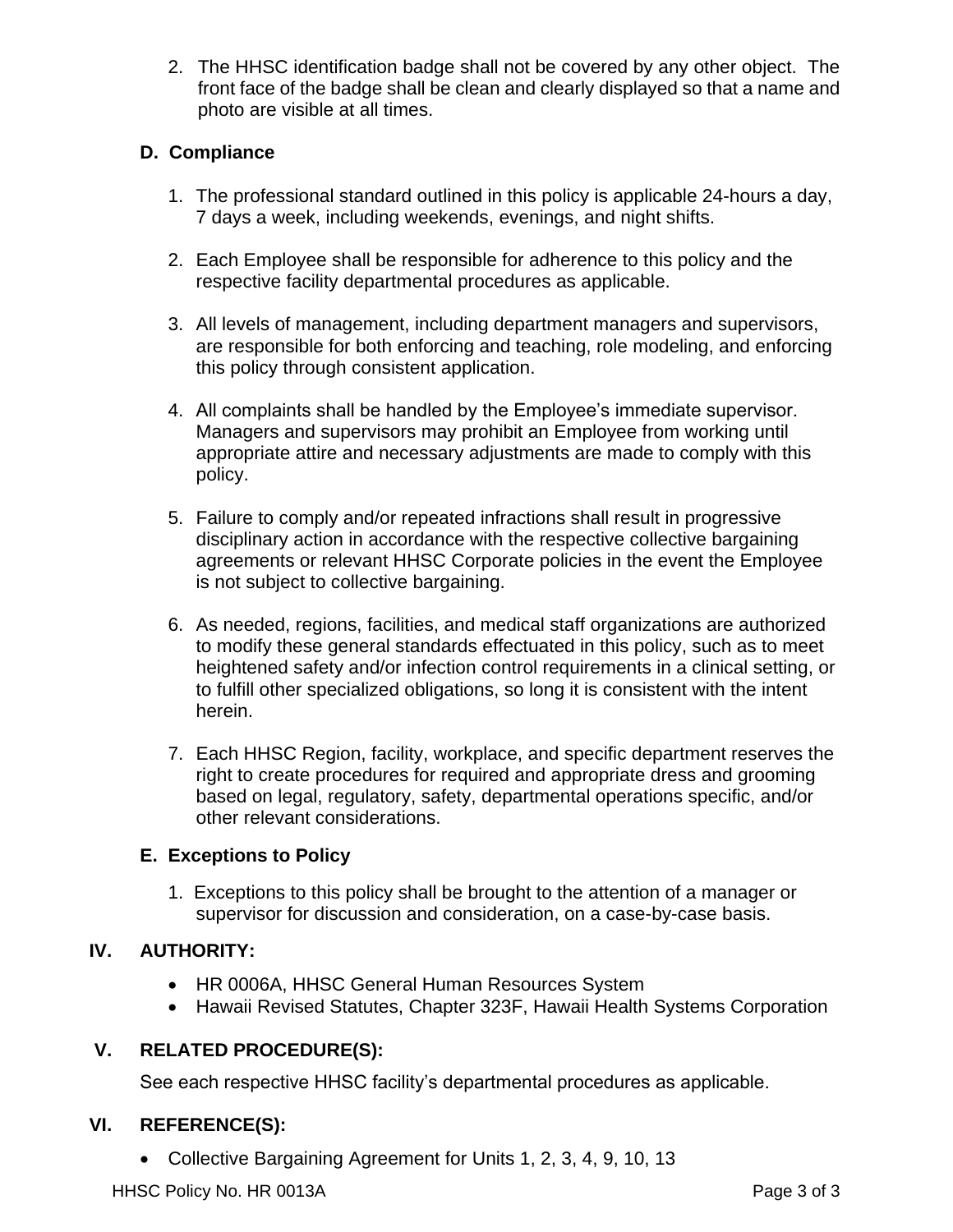2. The HHSC identification badge shall not be covered by any other object. The front face of the badge shall be clean and clearly displayed so that a name and photo are visible at all times.

### D. Compliance

1. The professional standard outlined in this policy is applicable 24-hours a day, 7 days a week, including weekends, evenings, and night shifts.

2. Each Employee shall be responsible for adherence to this policy and the respective facility departmental procedures as applicable.

3. All levels of management, including department managers and supervisors, are responsible for both enforcing and teaching, role modeling, and enforcing this policy through consistent application.

4. All complaints shall be handled by the Employee's immediate supervisor. Managers and supervisors may prohibit an Employee from working until appropriate attire and necessary adjustments are made to comply with this policy.

5. Failure to comply and/or repeated infractions shall result in progressive disciplinary action in accordance with the respective collective bargaining agreements or relevant HHSC Corporate policies in the event the Employee is not subject to collective bargaining.

6. As needed, regions, facilities, and medical staff organizations are authorized to modify these general standards effectuated in this policy, such as to meet heightened safety and/or infection control requirements in a clinical setting, or to fulfill other specialized obligations, so long it is consistent with the intent herein.

7. Each HHSC Region, facility, workplace, and specific department reserves the right to create procedures for required and appropriate dress and grooming based on legal, regulatory, safety, departmental operations specific, and/or other relevant considerations.

### E. Exceptions to Policy

1. Exceptions to this policy shall be brought to the attention of a manager or supervisor for discussion and consideration, on a case-by-case basis.

## IV. AUTHORITY:

- HR 0006A, HHSC General Human Resources System
- Hawaii Revised Statutes, Chapter 323F, Hawaii Health Systems Corporation

## V. RELATED PROCEDURE(S):

See each respective HHSC facility's departmental procedures as applicable.

## VI. REFERENCE(S):

- Collective Bargaining Agreement for Units 1, 2, 3, 4, 9, 10, 13